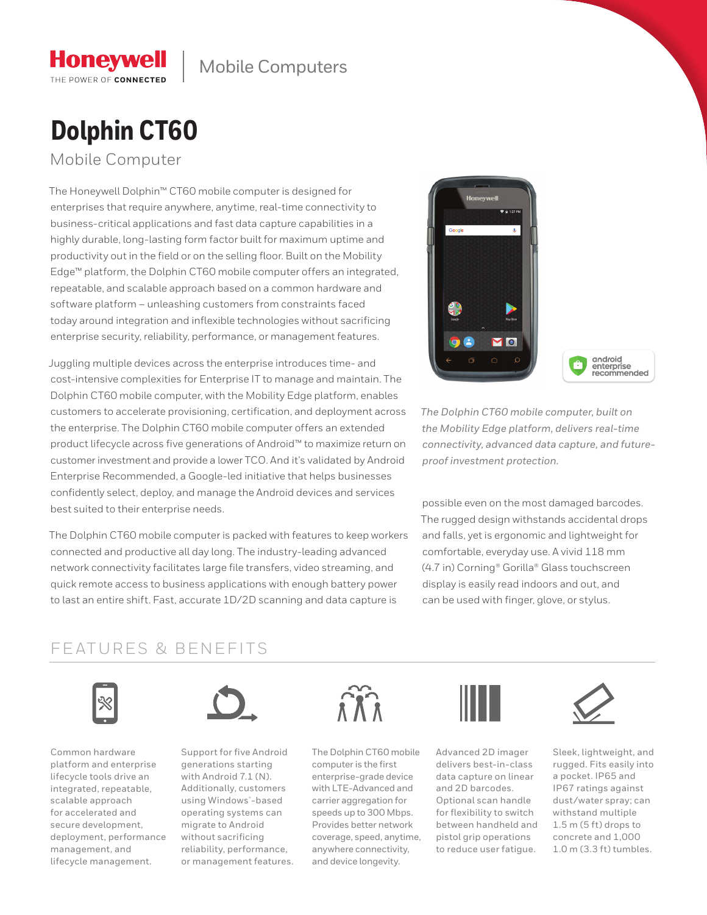Honeywell
THE POWER OF **CONNECTED**

Mobile Computers

# Dolphin CT60

## Mobile Computer

The Honeywell Dolphin™ CT60 mobile computer is designed for enterprises that require anywhere, anytime, real-time connectivity to business-critical applications and fast data capture capabilities in a highly durable, long-lasting form factor built for maximum uptime and productivity out in the field or on the selling floor. Built on the Mobility Edge™ platform, the Dolphin CT60 mobile computer offers an integrated, repeatable, and scalable approach based on a common hardware and software platform – unleashing customers from constraints faced today around integration and inflexible technologies without sacrificing enterprise security, reliability, performance, or management features.

Juggling multiple devices across the enterprise introduces time- and cost-intensive complexities for Enterprise IT to manage and maintain. The Dolphin CT60 mobile computer, with the Mobility Edge platform, enables customers to accelerate provisioning, certification, and deployment across the enterprise. The Dolphin CT60 mobile computer offers an extended product lifecycle across five generations of Android™ to maximize return on customer investment and provide a lower TCO. And it's validated by Android Enterprise Recommended, a Google-led initiative that helps businesses confidently select, deploy, and manage the Android devices and services best suited to their enterprise needs.

The Dolphin CT60 mobile computer is packed with features to keep workers connected and productive all day long. The industry-leading advanced network connectivity facilitates large file transfers, video streaming, and quick remote access to business applications with enough battery power to last an entire shift. Fast, accurate 1D/2D scanning and data capture is possible even on the most damaged barcodes. The rugged design withstands accidental drops and falls, yet is ergonomic and lightweight for comfortable, everyday use. A vivid 118 mm (4.7 in) Corning® Gorilla® Glass touchscreen display is easily read indoors and out, and can be used with finger, glove, or stylus.

*The Dolphin CT60 mobile computer, built on the Mobility Edge platform, delivers real-time connectivity, advanced data capture, and future-proof investment protection.*

android enterprise recommended

## FEATURES & BENEFITS

- Common hardware platform and enterprise lifecycle tools drive an integrated, repeatable, scalable approach for accelerated and secure development, deployment, performance management, and lifecycle management.
- Support for five Android generations starting with Android 7.1 (N). Additionally, customers using Windows®-based operating systems can migrate to Android without sacrificing reliability, performance, or management features.
- The Dolphin CT60 mobile computer is the first enterprise-grade device with LTE-Advanced and carrier aggregation for speeds up to 300 Mbps. Provides better network coverage, speed, anytime, anywhere connectivity, and device longevity.
- Advanced 2D imager delivers best-in-class data capture on linear and 2D barcodes. Optional scan handle for flexibility to switch between handheld and pistol grip operations to reduce user fatigue.
- Sleek, lightweight, and rugged. Fits easily into a pocket. IP65 and IP67 ratings against dust/water spray; can withstand multiple 1.5 m (5 ft) drops to concrete and 1,000 1.0 m (3.3 ft) tumbles.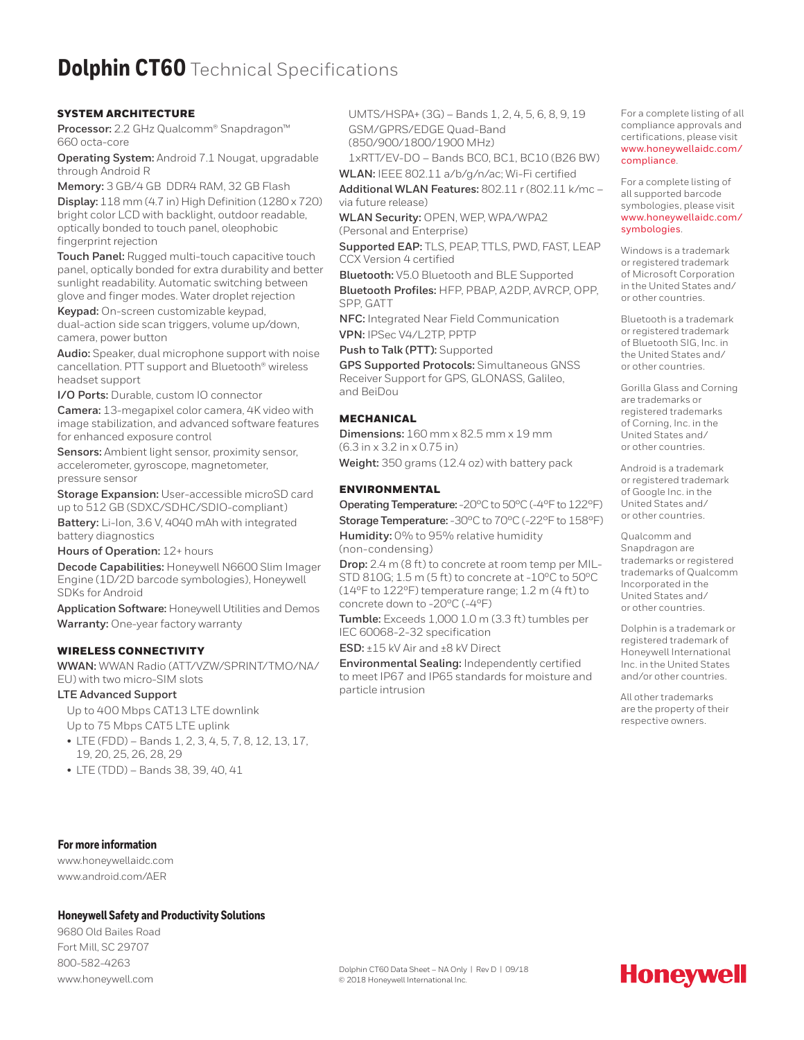# **Dolphin CT60** Technical Specifications

### SYSTEM ARCHITECTURE

**Processor:** 2.2 GHz Qualcomm® Snapdragon™ 660 octa-core

**Operating System:** Android 7.1 Nougat, upgradable through Android R

**Memory:** 3 GB/4 GB DDR4 RAM, 32 GB Flash

**Display:** 118 mm (4.7 in) High Definition (1280 x 720) bright color LCD with backlight, outdoor readable, optically bonded to touch panel, oleophobic fingerprint rejection

**Touch Panel:** Rugged multi-touch capacitive touch panel, optically bonded for extra durability and better sunlight readability. Automatic switching between glove and finger modes. Water droplet rejection

**Keypad:** On-screen customizable keypad, dual-action side scan triggers, volume up/down, camera, power button

**Audio:** Speaker, dual microphone support with noise cancellation. PTT support and Bluetooth® wireless headset support

**I/O Ports:** Durable, custom IO connector

**Camera:** 13-megapixel color camera, 4K video with image stabilization, and advanced software features for enhanced exposure control

**Sensors:** Ambient light sensor, proximity sensor, accelerometer, gyroscope, magnetometer, pressure sensor

**Storage Expansion:** User-accessible microSD card up to 512 GB (SDXC/SDHC/SDIO-compliant)

**Battery:** Li-Ion, 3.6 V, 4040 mAh with integrated battery diagnostics

**Hours of Operation:** 12+ hours

**Decode Capabilities:** Honeywell N6600 Slim Imager Engine (1D/2D barcode symbologies), Honeywell SDKs for Android

**Application Software:** Honeywell Utilities and Demos

**Warranty:** One-year factory warranty

### WIRELESS CONNECTIVITY

**WWAN:** WWAN Radio (ATT/VZW/SPRINT/TMO/NA/EU) with two micro-SIM slots

**LTE Advanced Support**

Up to 400 Mbps CAT13 LTE downlink

Up to 75 Mbps CAT5 LTE uplink

- LTE (FDD) – Bands 1, 2, 3, 4, 5, 7, 8, 12, 13, 17, 19, 20, 25, 26, 28, 29
- LTE (TDD) – Bands 38, 39, 40, 41

UMTS/HSPA+ (3G) – Bands 1, 2, 4, 5, 6, 8, 9, 19

GSM/GPRS/EDGE Quad-Band (850/900/1800/1900 MHz)

1xRTT/EV-DO – Bands BC0, BC1, BC10 (B26 BW)

**WLAN:** IEEE 802.11 a/b/g/n/ac; Wi-Fi certified

**Additional WLAN Features:** 802.11 r (802.11 k/mc – via future release)

**WLAN Security:** OPEN, WEP, WPA/WPA2 (Personal and Enterprise)

**Supported EAP:** TLS, PEAP, TTLS, PWD, FAST, LEAP CCX Version 4 certified

**Bluetooth:** V5.0 Bluetooth and BLE Supported

**Bluetooth Profiles:** HFP, PBAP, A2DP, AVRCP, OPP, SPP, GATT

**NFC:** Integrated Near Field Communication

**VPN:** IPSec V4/L2TP, PPTP

**Push to Talk (PTT):** Supported

**GPS Supported Protocols:** Simultaneous GNSS Receiver Support for GPS, GLONASS, Galileo, and BeiDou

### MECHANICAL

**Dimensions:** 160 mm x 82.5 mm x 19 mm (6.3 in x 3.2 in x 0.75 in)

**Weight:** 350 grams (12.4 oz) with battery pack

### ENVIRONMENTAL

**Operating Temperature:** -20°C to 50°C (-4°F to 122°F)

**Storage Temperature:** -30°C to 70°C (-22°F to 158°F)

**Humidity:** 0% to 95% relative humidity (non-condensing)

**Drop:** 2.4 m (8 ft) to concrete at room temp per MIL-STD 810G; 1.5 m (5 ft) to concrete at -10°C to 50°C (14°F to 122°F) temperature range; 1.2 m (4 ft) to concrete down to -20°C (-4°F)

**Tumble:** Exceeds 1,000 1.0 m (3.3 ft) tumbles per IEC 60068-2-32 specification

**ESD:** ±15 kV Air and ±8 kV Direct

**Environmental Sealing:** Independently certified to meet IP67 and IP65 standards for moisture and particle intrusion

For a complete listing of all compliance approvals and certifications, please visit www.honeywellaidc.com/compliance.

For a complete listing of all supported barcode symbologies, please visit www.honeywellaidc.com/symbologies.

Windows is a trademark or registered trademark of Microsoft Corporation in the United States and/or other countries.

Bluetooth is a trademark or registered trademark of Bluetooth SIG, Inc. in the United States and/or other countries.

Gorilla Glass and Corning are trademarks or registered trademarks of Corning, Inc. in the United States and/or other countries.

Android is a trademark or registered trademark of Google Inc. in the United States and/or other countries.

Qualcomm and Snapdragon are trademarks or registered trademarks of Qualcomm Incorporated in the United States and/or other countries.

Dolphin is a trademark or registered trademark of Honeywell International Inc. in the United States and/or other countries.

All other trademarks are the property of their respective owners.

**For more information**

www.honeywellaidc.com

www.android.com/AER

**Honeywell Safety and Productivity Solutions**

9680 Old Bailes Road
Fort Mill, SC 29707
800-582-4263
www.honeywell.com

Dolphin CT60 Data Sheet – NA Only | Rev D | 09/18
© 2018 Honeywell International Inc.

Honeywell